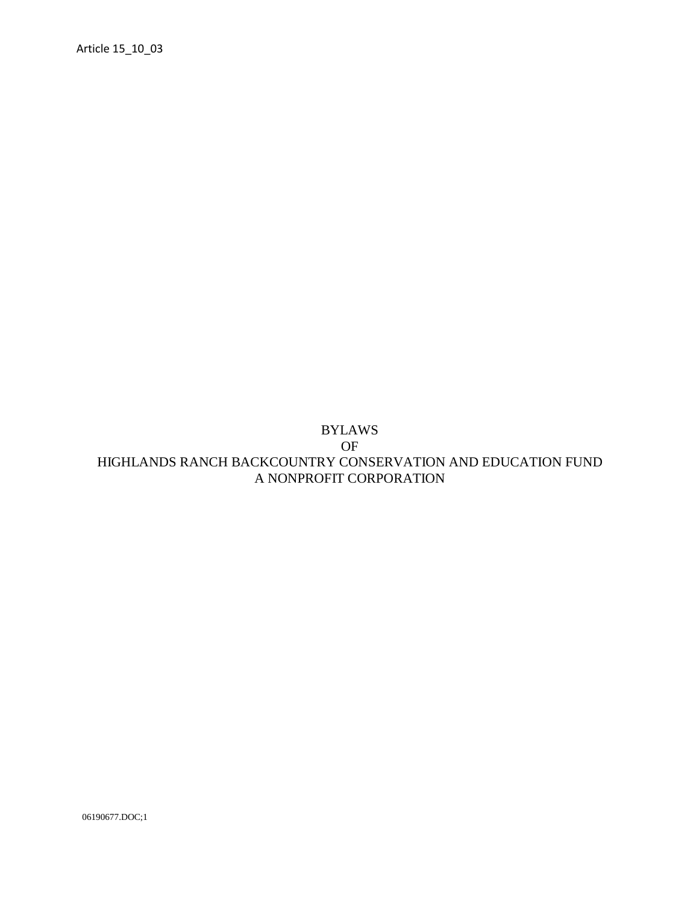Article 15_10_03

# BYLAWS
# OF
# HIGHLANDS RANCH BACKCOUNTRY CONSERVATION AND EDUCATION FUND
# A NONPROFIT CORPORATION

06190677.DOC;1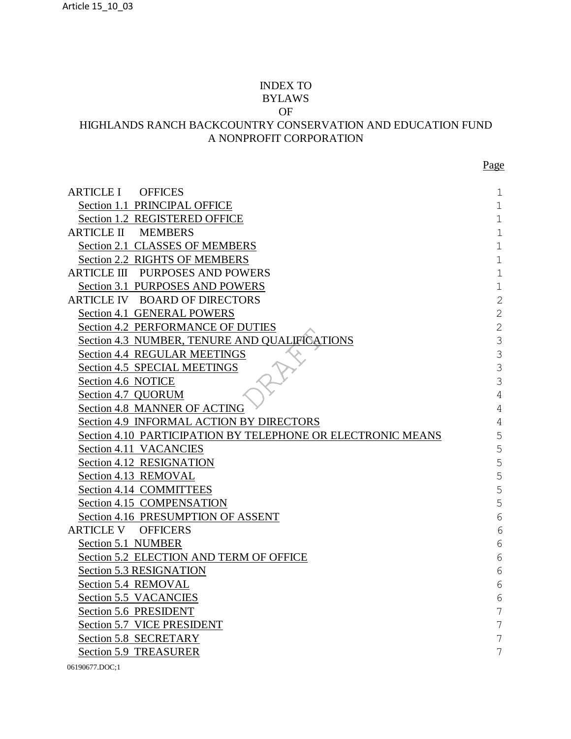# INDEX TO
# BYLAWS
# OF
# HIGHLANDS RANCH BACKCOUNTRY CONSERVATION AND EDUCATION FUND
# A NONPROFIT CORPORATION

| | Page |
|---|---|
| ARTICLE I OFFICES | 1 |
| Section 1.1 PRINCIPAL OFFICE | 1 |
| Section 1.2 REGISTERED OFFICE | 1 |
| ARTICLE II MEMBERS | 1 |
| Section 2.1 CLASSES OF MEMBERS | 1 |
| Section 2.2 RIGHTS OF MEMBERS | 1 |
| ARTICLE III PURPOSES AND POWERS | 1 |
| Section 3.1 PURPOSES AND POWERS | 1 |
| ARTICLE IV BOARD OF DIRECTORS | 2 |
| Section 4.1 GENERAL POWERS | 2 |
| Section 4.2 PERFORMANCE OF DUTIES | 2 |
| Section 4.3 NUMBER, TENURE AND QUALIFICATIONS | 3 |
| Section 4.4 REGULAR MEETINGS | 3 |
| Section 4.5 SPECIAL MEETINGS | 3 |
| Section 4.6 NOTICE | 3 |
| Section 4.7 QUORUM | 4 |
| Section 4.8 MANNER OF ACTING | 4 |
| Section 4.9 INFORMAL ACTION BY DIRECTORS | 4 |
| Section 4.10 PARTICIPATION BY TELEPHONE OR ELECTRONIC MEANS | 5 |
| Section 4.11 VACANCIES | 5 |
| Section 4.12 RESIGNATION | 5 |
| Section 4.13 REMOVAL | 5 |
| Section 4.14 COMMITTEES | 5 |
| Section 4.15 COMPENSATION | 5 |
| Section 4.16 PRESUMPTION OF ASSENT | 6 |
| ARTICLE V OFFICERS | 6 |
| Section 5.1 NUMBER | 6 |
| Section 5.2 ELECTION AND TERM OF OFFICE | 6 |
| Section 5.3 RESIGNATION | 6 |
| Section 5.4 REMOVAL | 6 |
| Section 5.5 VACANCIES | 6 |
| Section 5.6 PRESIDENT | 7 |
| Section 5.7 VICE PRESIDENT | 7 |
| Section 5.8 SECRETARY | 7 |
| Section 5.9 TREASURER | 7 |

DRAFT

06190677.DOC;1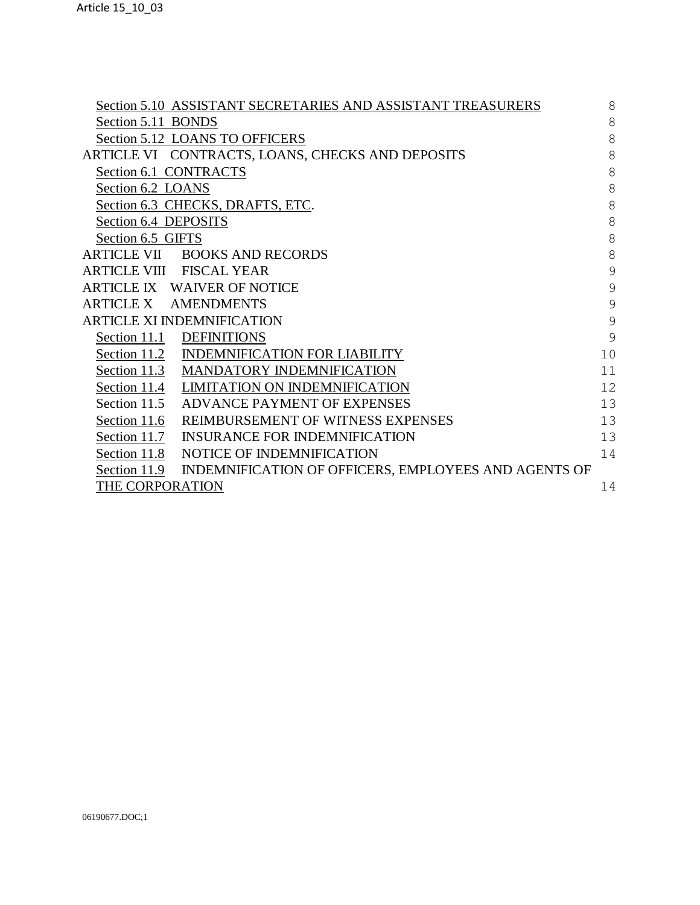Section 5.10 ASSISTANT SECRETARIES AND ASSISTANT TREASURERS 8
Section 5.11 BONDS 8
Section 5.12 LOANS TO OFFICERS 8
ARTICLE VI CONTRACTS, LOANS, CHECKS AND DEPOSITS 8
Section 6.1 CONTRACTS 8
Section 6.2 LOANS 8
Section 6.3 CHECKS, DRAFTS, ETC. 8
Section 6.4 DEPOSITS 8
Section 6.5 GIFTS 8
ARTICLE VII BOOKS AND RECORDS 8
ARTICLE VIII FISCAL YEAR 9
ARTICLE IX WAIVER OF NOTICE 9
ARTICLE X AMENDMENTS 9
ARTICLE XI INDEMNIFICATION 9
Section 11.1 DEFINITIONS 9
Section 11.2 INDEMNIFICATION FOR LIABILITY 10
Section 11.3 MANDATORY INDEMNIFICATION 11
Section 11.4 LIMITATION ON INDEMNIFICATION 12
Section 11.5 ADVANCE PAYMENT OF EXPENSES 13
Section 11.6 REIMBURSEMENT OF WITNESS EXPENSES 13
Section 11.7 INSURANCE FOR INDEMNIFICATION 13
Section 11.8 NOTICE OF INDEMNIFICATION 14
Section 11.9 INDEMNIFICATION OF OFFICERS, EMPLOYEES AND AGENTS OF THE CORPORATION 14

06190677.DOC;1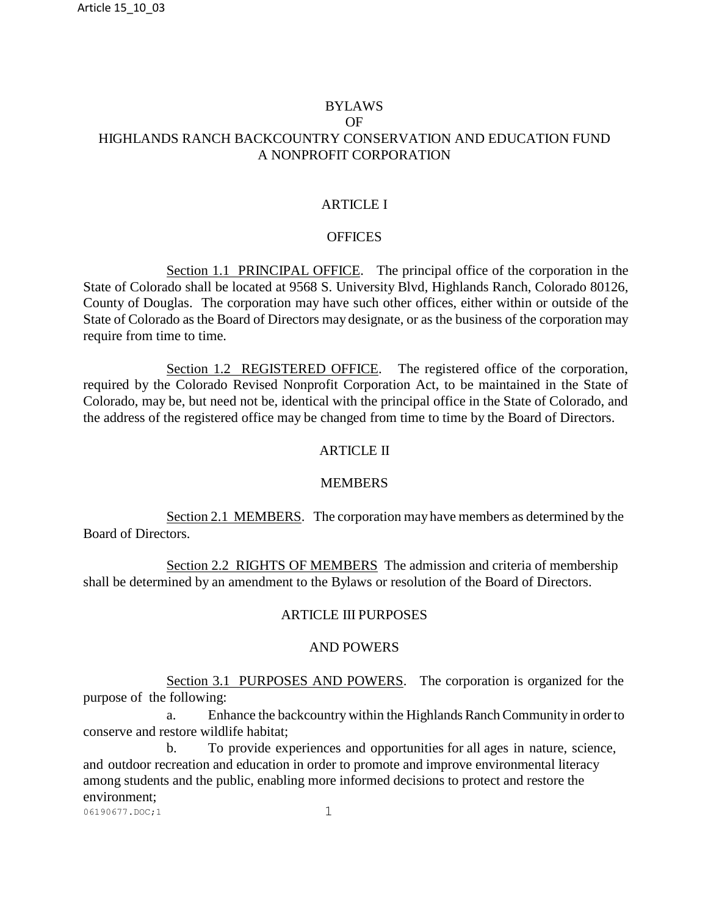# BYLAWS OF HIGHLANDS RANCH BACKCOUNTRY CONSERVATION AND EDUCATION FUND A NONPROFIT CORPORATION

## ARTICLE I

## OFFICES

<u>Section 1.1 PRINCIPAL OFFICE</u>. The principal office of the corporation in the State of Colorado shall be located at 9568 S. University Blvd, Highlands Ranch, Colorado 80126, County of Douglas. The corporation may have such other offices, either within or outside of the State of Colorado as the Board of Directors may designate, or as the business of the corporation may require from time to time.

<u>Section 1.2 REGISTERED OFFICE</u>. The registered office of the corporation, required by the Colorado Revised Nonprofit Corporation Act, to be maintained in the State of Colorado, may be, but need not be, identical with the principal office in the State of Colorado, and the address of the registered office may be changed from time to time by the Board of Directors.

## ARTICLE II

## MEMBERS

<u>Section 2.1 MEMBERS</u>. The corporation may have members as determined by the Board of Directors.

<u>Section 2.2 RIGHTS OF MEMBERS</u> The admission and criteria of membership shall be determined by an amendment to the Bylaws or resolution of the Board of Directors.

## ARTICLE III PURPOSES AND POWERS

<u>Section 3.1 PURPOSES AND POWERS</u>. The corporation is organized for the purpose of the following:

a. Enhance the backcountry within the Highlands Ranch Community in order to conserve and restore wildlife habitat;

b. To provide experiences and opportunities for all ages in nature, science, and outdoor recreation and education in order to promote and improve environmental literacy among students and the public, enabling more informed decisions to protect and restore the environment;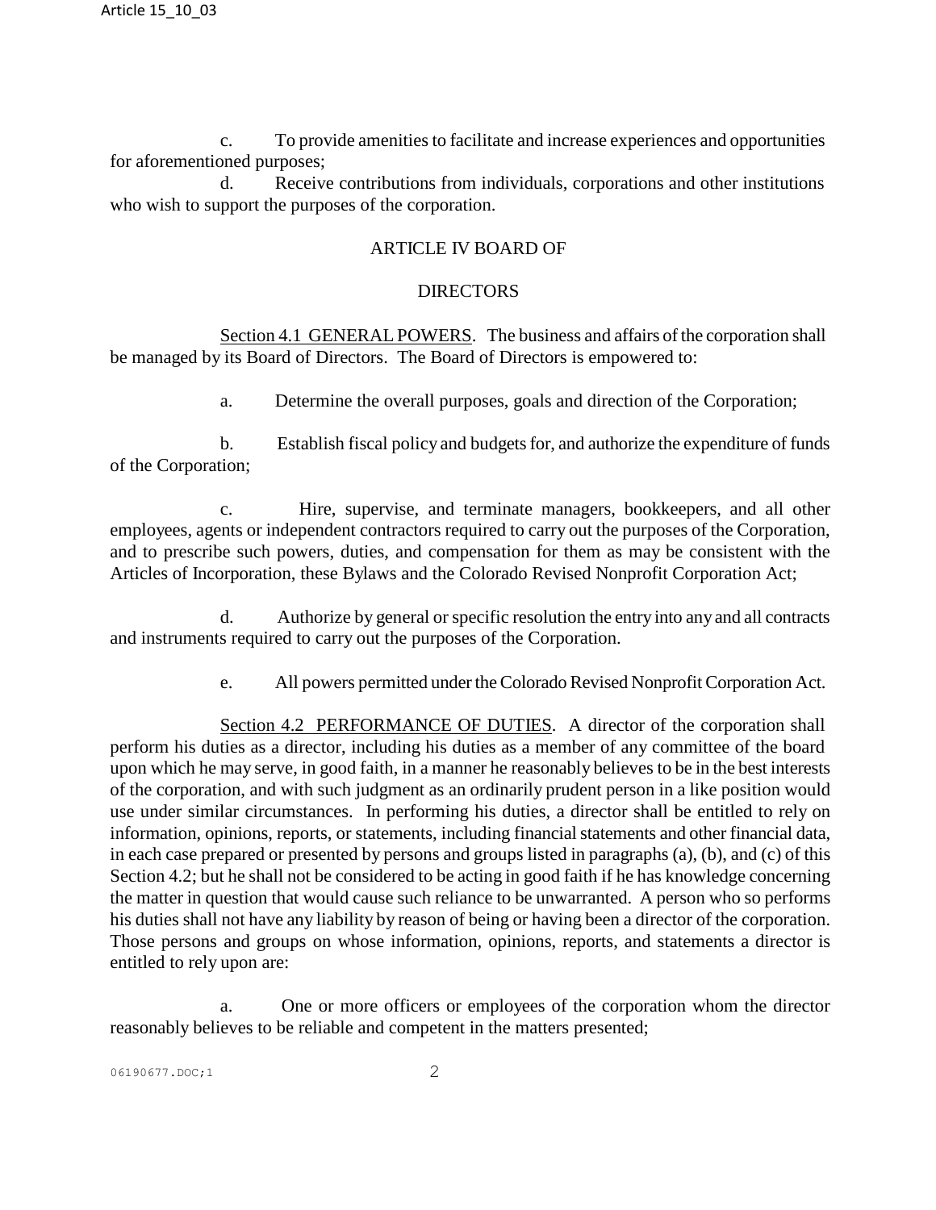c. To provide amenities to facilitate and increase experiences and opportunities for aforementioned purposes;

d. Receive contributions from individuals, corporations and other institutions who wish to support the purposes of the corporation.

## ARTICLE IV BOARD OF DIRECTORS

Section 4.1 GENERAL POWERS. The business and affairs of the corporation shall be managed by its Board of Directors. The Board of Directors is empowered to:

a. Determine the overall purposes, goals and direction of the Corporation;

b. Establish fiscal policy and budgets for, and authorize the expenditure of funds of the Corporation;

c. Hire, supervise, and terminate managers, bookkeepers, and all other employees, agents or independent contractors required to carry out the purposes of the Corporation, and to prescribe such powers, duties, and compensation for them as may be consistent with the Articles of Incorporation, these Bylaws and the Colorado Revised Nonprofit Corporation Act;

d. Authorize by general or specific resolution the entry into any and all contracts and instruments required to carry out the purposes of the Corporation.

e. All powers permitted under the Colorado Revised Nonprofit Corporation Act.

Section 4.2 PERFORMANCE OF DUTIES. A director of the corporation shall perform his duties as a director, including his duties as a member of any committee of the board upon which he may serve, in good faith, in a manner he reasonably believes to be in the best interests of the corporation, and with such judgment as an ordinarily prudent person in a like position would use under similar circumstances. In performing his duties, a director shall be entitled to rely on information, opinions, reports, or statements, including financial statements and other financial data, in each case prepared or presented by persons and groups listed in paragraphs (a), (b), and (c) of this Section 4.2; but he shall not be considered to be acting in good faith if he has knowledge concerning the matter in question that would cause such reliance to be unwarranted. A person who so performs his duties shall not have any liability by reason of being or having been a director of the corporation. Those persons and groups on whose information, opinions, reports, and statements a director is entitled to rely upon are:

a. One or more officers or employees of the corporation whom the director reasonably believes to be reliable and competent in the matters presented;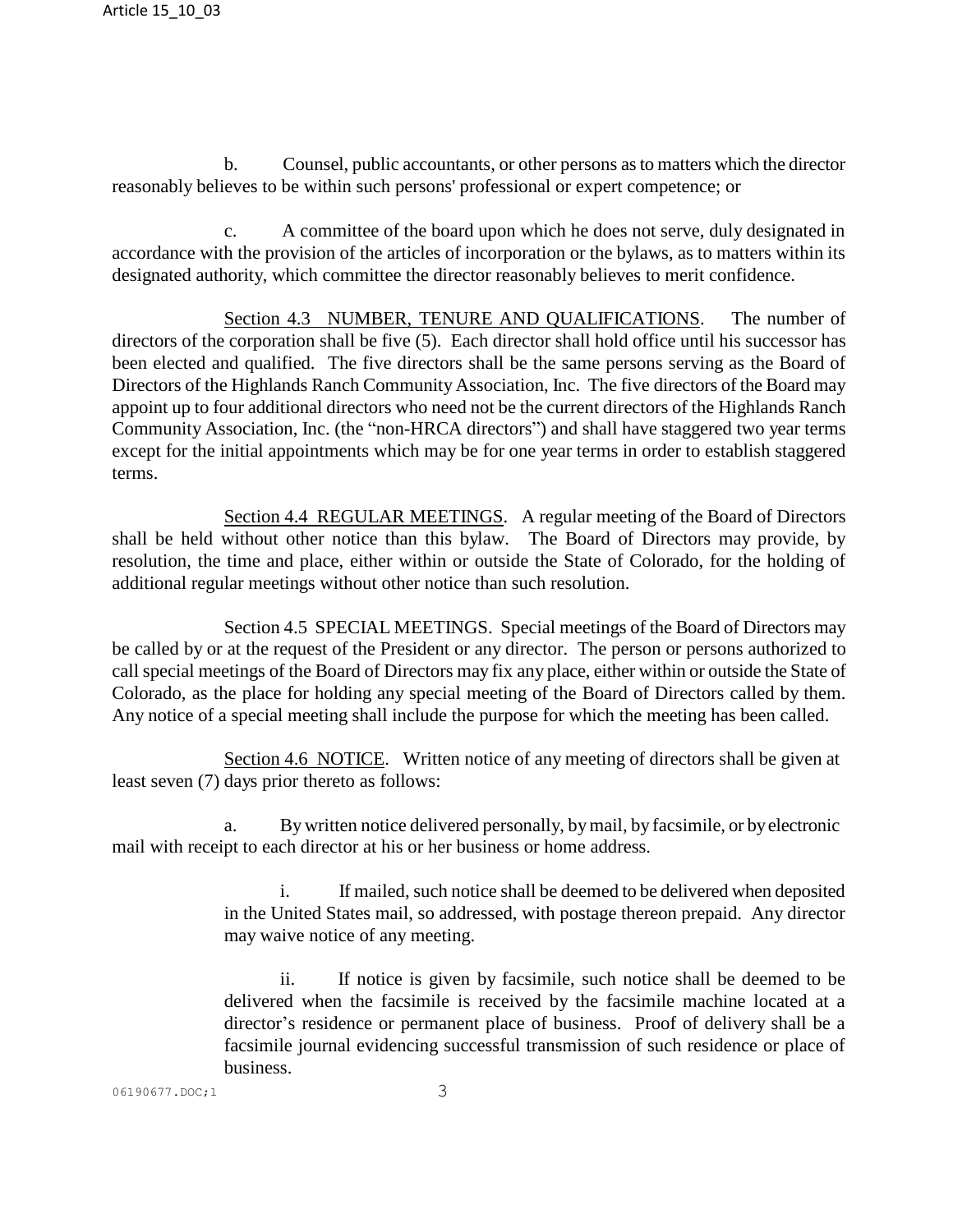b. Counsel, public accountants, or other persons as to matters which the director reasonably believes to be within such persons' professional or expert competence; or

c. A committee of the board upon which he does not serve, duly designated in accordance with the provision of the articles of incorporation or the bylaws, as to matters within its designated authority, which committee the director reasonably believes to merit confidence.

Section 4.3 NUMBER, TENURE AND QUALIFICATIONS. The number of directors of the corporation shall be five (5). Each director shall hold office until his successor has been elected and qualified. The five directors shall be the same persons serving as the Board of Directors of the Highlands Ranch Community Association, Inc. The five directors of the Board may appoint up to four additional directors who need not be the current directors of the Highlands Ranch Community Association, Inc. (the "non-HRCA directors") and shall have staggered two year terms except for the initial appointments which may be for one year terms in order to establish staggered terms.

Section 4.4 REGULAR MEETINGS. A regular meeting of the Board of Directors shall be held without other notice than this bylaw. The Board of Directors may provide, by resolution, the time and place, either within or outside the State of Colorado, for the holding of additional regular meetings without other notice than such resolution.

Section 4.5 SPECIAL MEETINGS. Special meetings of the Board of Directors may be called by or at the request of the President or any director. The person or persons authorized to call special meetings of the Board of Directors may fix any place, either within or outside the State of Colorado, as the place for holding any special meeting of the Board of Directors called by them. Any notice of a special meeting shall include the purpose for which the meeting has been called.

Section 4.6 NOTICE. Written notice of any meeting of directors shall be given at least seven (7) days prior thereto as follows:

a. By written notice delivered personally, by mail, by facsimile, or by electronic mail with receipt to each director at his or her business or home address.

i. If mailed, such notice shall be deemed to be delivered when deposited in the United States mail, so addressed, with postage thereon prepaid. Any director may waive notice of any meeting.

ii. If notice is given by facsimile, such notice shall be deemed to be delivered when the facsimile is received by the facsimile machine located at a director's residence or permanent place of business. Proof of delivery shall be a facsimile journal evidencing successful transmission of such residence or place of business.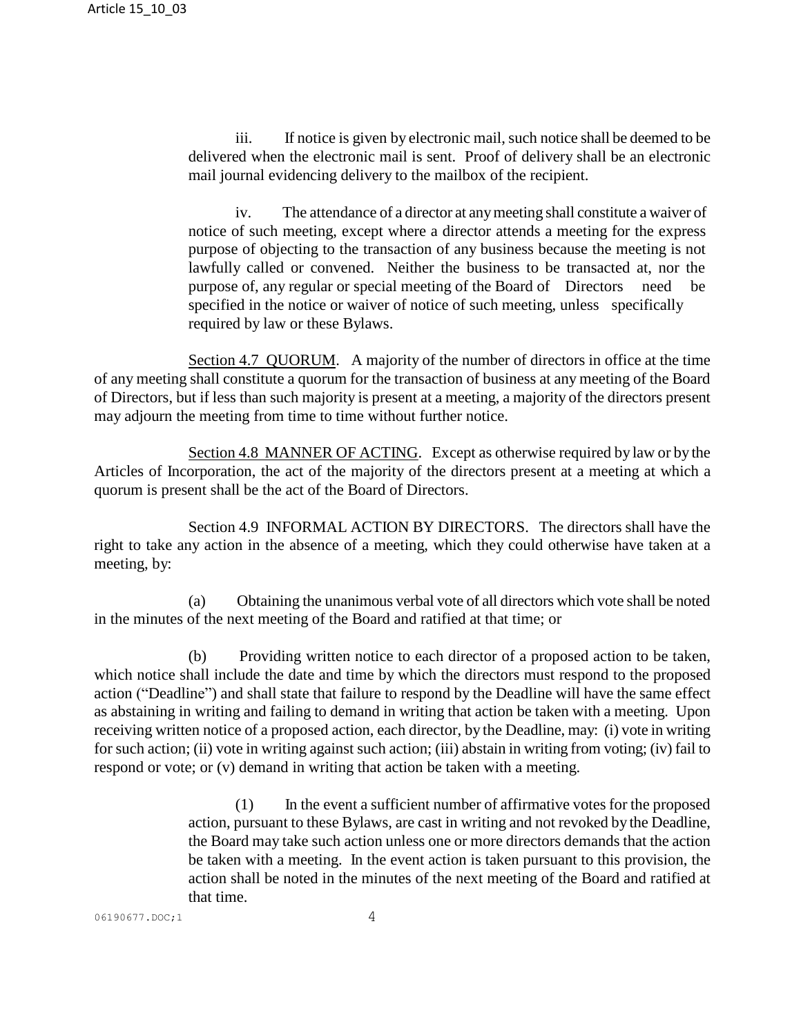iii. If notice is given by electronic mail, such notice shall be deemed to be delivered when the electronic mail is sent. Proof of delivery shall be an electronic mail journal evidencing delivery to the mailbox of the recipient.

iv. The attendance of a director at any meeting shall constitute a waiver of notice of such meeting, except where a director attends a meeting for the express purpose of objecting to the transaction of any business because the meeting is not lawfully called or convened. Neither the business to be transacted at, nor the purpose of, any regular or special meeting of the Board of Directors need be specified in the notice or waiver of notice of such meeting, unless specifically required by law or these Bylaws.

Section 4.7 QUORUM. A majority of the number of directors in office at the time of any meeting shall constitute a quorum for the transaction of business at any meeting of the Board of Directors, but if less than such majority is present at a meeting, a majority of the directors present may adjourn the meeting from time to time without further notice.

Section 4.8 MANNER OF ACTING. Except as otherwise required by law or by the Articles of Incorporation, the act of the majority of the directors present at a meeting at which a quorum is present shall be the act of the Board of Directors.

Section 4.9 INFORMAL ACTION BY DIRECTORS. The directors shall have the right to take any action in the absence of a meeting, which they could otherwise have taken at a meeting, by:

(a) Obtaining the unanimous verbal vote of all directors which vote shall be noted in the minutes of the next meeting of the Board and ratified at that time; or

(b) Providing written notice to each director of a proposed action to be taken, which notice shall include the date and time by which the directors must respond to the proposed action ("Deadline") and shall state that failure to respond by the Deadline will have the same effect as abstaining in writing and failing to demand in writing that action be taken with a meeting. Upon receiving written notice of a proposed action, each director, by the Deadline, may: (i) vote in writing for such action; (ii) vote in writing against such action; (iii) abstain in writing from voting; (iv) fail to respond or vote; or (v) demand in writing that action be taken with a meeting.

(1) In the event a sufficient number of affirmative votes for the proposed action, pursuant to these Bylaws, are cast in writing and not revoked by the Deadline, the Board may take such action unless one or more directors demands that the action be taken with a meeting. In the event action is taken pursuant to this provision, the action shall be noted in the minutes of the next meeting of the Board and ratified at that time.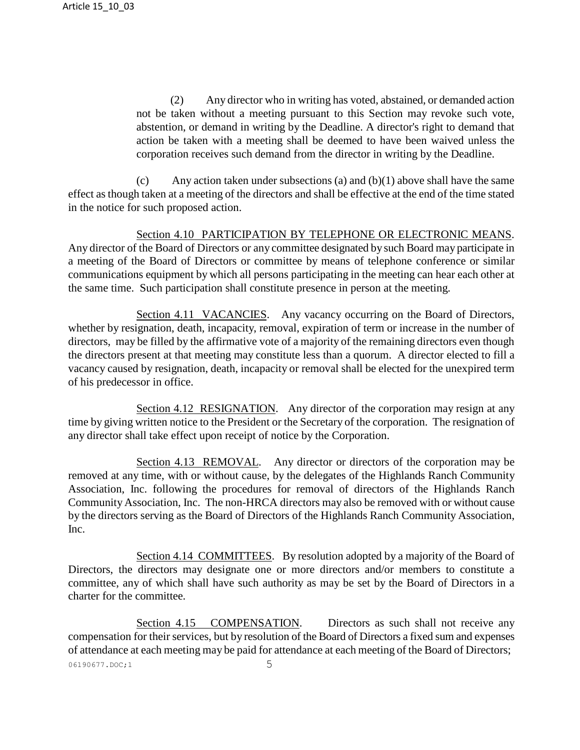(2) Any director who in writing has voted, abstained, or demanded action not be taken without a meeting pursuant to this Section may revoke such vote, abstention, or demand in writing by the Deadline. A director's right to demand that action be taken with a meeting shall be deemed to have been waived unless the corporation receives such demand from the director in writing by the Deadline.

(c) Any action taken under subsections (a) and (b)(1) above shall have the same effect as though taken at a meeting of the directors and shall be effective at the end of the time stated in the notice for such proposed action.

Section 4.10 PARTICIPATION BY TELEPHONE OR ELECTRONIC MEANS. Any director of the Board of Directors or any committee designated by such Board may participate in a meeting of the Board of Directors or committee by means of telephone conference or similar communications equipment by which all persons participating in the meeting can hear each other at the same time. Such participation shall constitute presence in person at the meeting.

Section 4.11 VACANCIES. Any vacancy occurring on the Board of Directors, whether by resignation, death, incapacity, removal, expiration of term or increase in the number of directors, may be filled by the affirmative vote of a majority of the remaining directors even though the directors present at that meeting may constitute less than a quorum. A director elected to fill a vacancy caused by resignation, death, incapacity or removal shall be elected for the unexpired term of his predecessor in office.

Section 4.12 RESIGNATION. Any director of the corporation may resign at any time by giving written notice to the President or the Secretary of the corporation. The resignation of any director shall take effect upon receipt of notice by the Corporation.

Section 4.13 REMOVAL. Any director or directors of the corporation may be removed at any time, with or without cause, by the delegates of the Highlands Ranch Community Association, Inc. following the procedures for removal of directors of the Highlands Ranch Community Association, Inc. The non-HRCA directors may also be removed with or without cause by the directors serving as the Board of Directors of the Highlands Ranch Community Association, Inc.

Section 4.14 COMMITTEES. By resolution adopted by a majority of the Board of Directors, the directors may designate one or more directors and/or members to constitute a committee, any of which shall have such authority as may be set by the Board of Directors in a charter for the committee.

Section 4.15 COMPENSATION. Directors as such shall not receive any compensation for their services, but by resolution of the Board of Directors a fixed sum and expenses of attendance at each meeting may be paid for attendance at each meeting of the Board of Directors;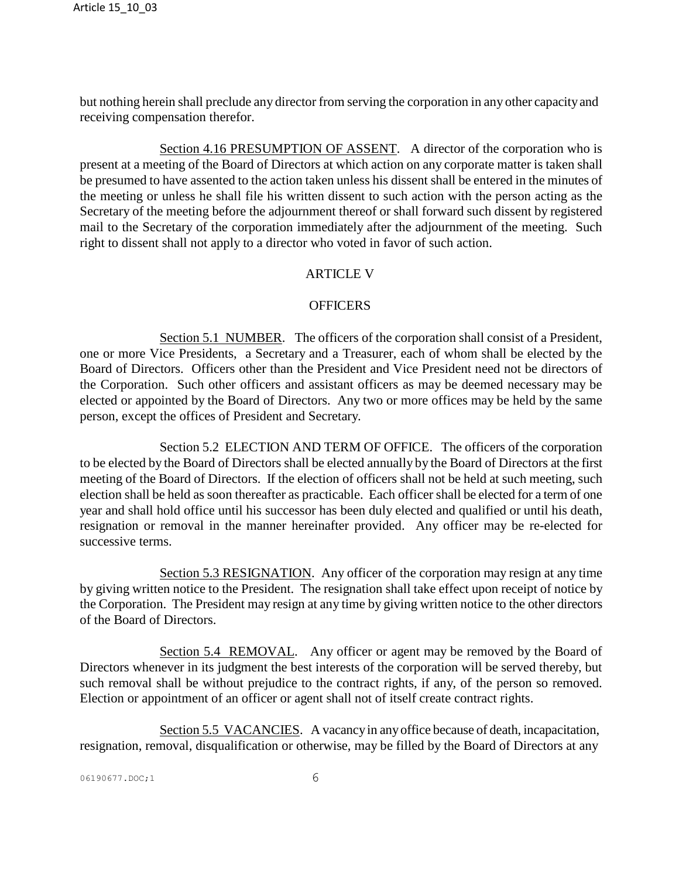but nothing herein shall preclude any director from serving the corporation in any other capacity and receiving compensation therefor.

Section 4.16 PRESUMPTION OF ASSENT. A director of the corporation who is present at a meeting of the Board of Directors at which action on any corporate matter is taken shall be presumed to have assented to the action taken unless his dissent shall be entered in the minutes of the meeting or unless he shall file his written dissent to such action with the person acting as the Secretary of the meeting before the adjournment thereof or shall forward such dissent by registered mail to the Secretary of the corporation immediately after the adjournment of the meeting. Such right to dissent shall not apply to a director who voted in favor of such action.

## ARTICLE V

## OFFICERS

Section 5.1 NUMBER. The officers of the corporation shall consist of a President, one or more Vice Presidents, a Secretary and a Treasurer, each of whom shall be elected by the Board of Directors. Officers other than the President and Vice President need not be directors of the Corporation. Such other officers and assistant officers as may be deemed necessary may be elected or appointed by the Board of Directors. Any two or more offices may be held by the same person, except the offices of President and Secretary.

Section 5.2 ELECTION AND TERM OF OFFICE. The officers of the corporation to be elected by the Board of Directors shall be elected annually by the Board of Directors at the first meeting of the Board of Directors. If the election of officers shall not be held at such meeting, such election shall be held as soon thereafter as practicable. Each officer shall be elected for a term of one year and shall hold office until his successor has been duly elected and qualified or until his death, resignation or removal in the manner hereinafter provided. Any officer may be re-elected for successive terms.

Section 5.3 RESIGNATION. Any officer of the corporation may resign at any time by giving written notice to the President. The resignation shall take effect upon receipt of notice by the Corporation. The President may resign at any time by giving written notice to the other directors of the Board of Directors.

Section 5.4 REMOVAL. Any officer or agent may be removed by the Board of Directors whenever in its judgment the best interests of the corporation will be served thereby, but such removal shall be without prejudice to the contract rights, if any, of the person so removed. Election or appointment of an officer or agent shall not of itself create contract rights.

Section 5.5 VACANCIES. A vacancy in any office because of death, incapacitation, resignation, removal, disqualification or otherwise, may be filled by the Board of Directors at any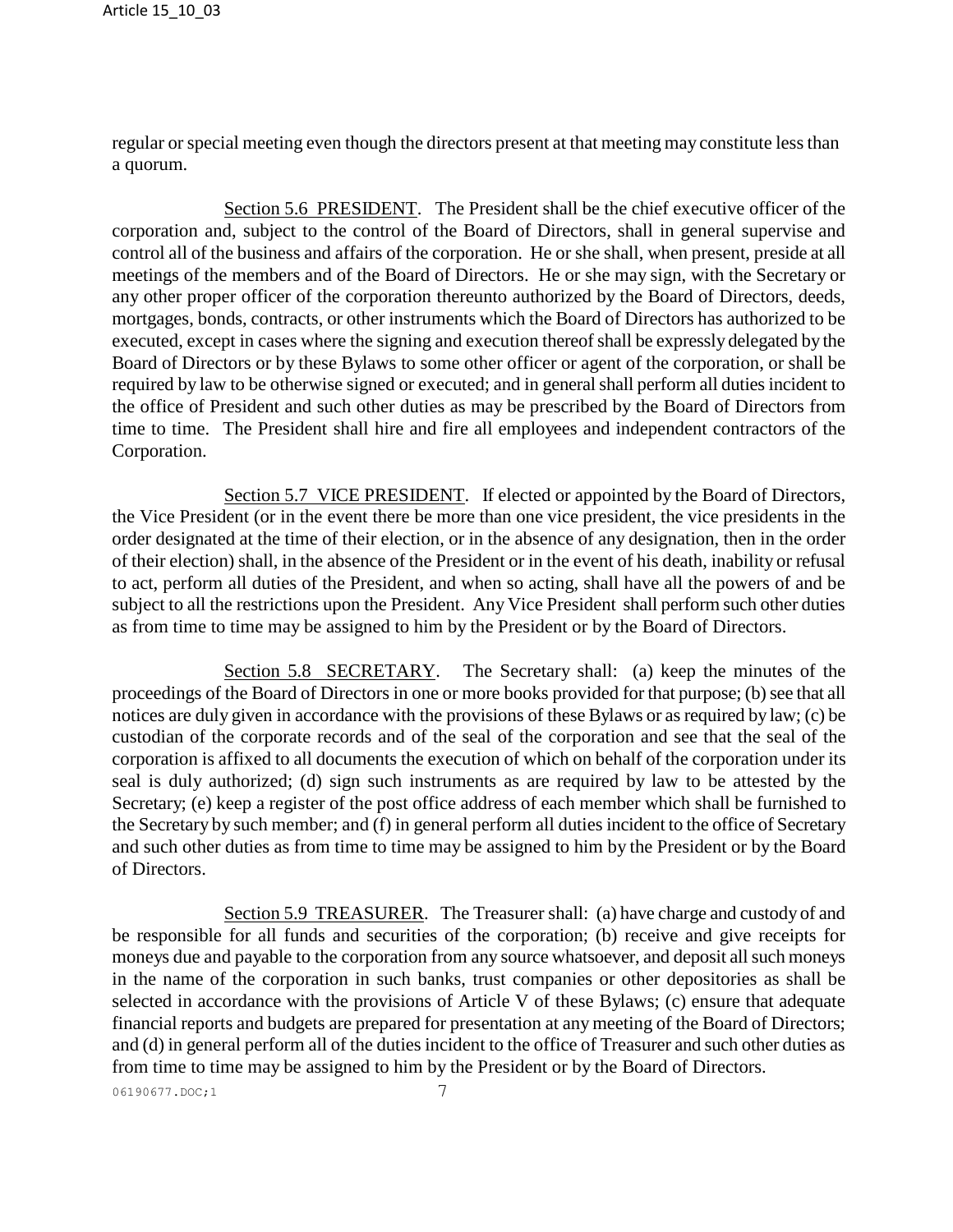regular or special meeting even though the directors present at that meeting may constitute less than a quorum.

Section 5.6 PRESIDENT. The President shall be the chief executive officer of the corporation and, subject to the control of the Board of Directors, shall in general supervise and control all of the business and affairs of the corporation. He or she shall, when present, preside at all meetings of the members and of the Board of Directors. He or she may sign, with the Secretary or any other proper officer of the corporation thereunto authorized by the Board of Directors, deeds, mortgages, bonds, contracts, or other instruments which the Board of Directors has authorized to be executed, except in cases where the signing and execution thereof shall be expressly delegated by the Board of Directors or by these Bylaws to some other officer or agent of the corporation, or shall be required by law to be otherwise signed or executed; and in general shall perform all duties incident to the office of President and such other duties as may be prescribed by the Board of Directors from time to time. The President shall hire and fire all employees and independent contractors of the Corporation.

Section 5.7 VICE PRESIDENT. If elected or appointed by the Board of Directors, the Vice President (or in the event there be more than one vice president, the vice presidents in the order designated at the time of their election, or in the absence of any designation, then in the order of their election) shall, in the absence of the President or in the event of his death, inability or refusal to act, perform all duties of the President, and when so acting, shall have all the powers of and be subject to all the restrictions upon the President. Any Vice President shall perform such other duties as from time to time may be assigned to him by the President or by the Board of Directors.

Section 5.8 SECRETARY. The Secretary shall: (a) keep the minutes of the proceedings of the Board of Directors in one or more books provided for that purpose; (b) see that all notices are duly given in accordance with the provisions of these Bylaws or as required by law; (c) be custodian of the corporate records and of the seal of the corporation and see that the seal of the corporation is affixed to all documents the execution of which on behalf of the corporation under its seal is duly authorized; (d) sign such instruments as are required by law to be attested by the Secretary; (e) keep a register of the post office address of each member which shall be furnished to the Secretary by such member; and (f) in general perform all duties incident to the office of Secretary and such other duties as from time to time may be assigned to him by the President or by the Board of Directors.

Section 5.9 TREASURER. The Treasurer shall: (a) have charge and custody of and be responsible for all funds and securities of the corporation; (b) receive and give receipts for moneys due and payable to the corporation from any source whatsoever, and deposit all such moneys in the name of the corporation in such banks, trust companies or other depositories as shall be selected in accordance with the provisions of Article V of these Bylaws; (c) ensure that adequate financial reports and budgets are prepared for presentation at any meeting of the Board of Directors; and (d) in general perform all of the duties incident to the office of Treasurer and such other duties as from time to time may be assigned to him by the President or by the Board of Directors.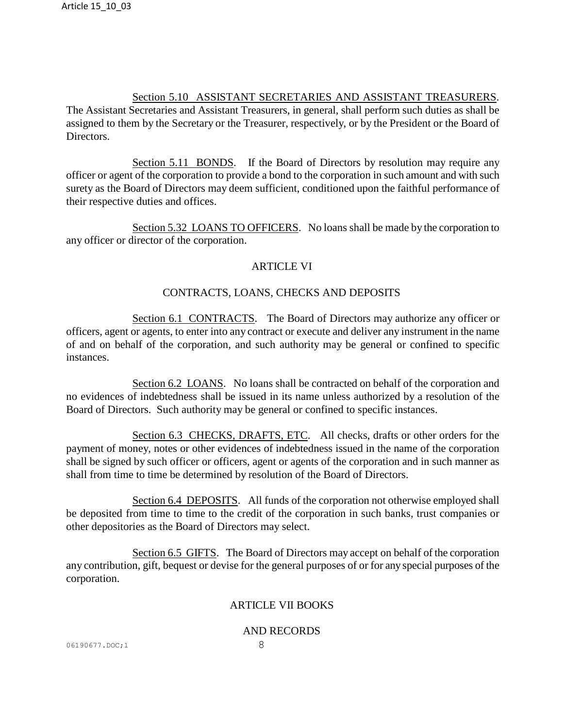Section 5.10 ASSISTANT SECRETARIES AND ASSISTANT TREASURERS. The Assistant Secretaries and Assistant Treasurers, in general, shall perform such duties as shall be assigned to them by the Secretary or the Treasurer, respectively, or by the President or the Board of Directors.

Section 5.11 BONDS. If the Board of Directors by resolution may require any officer or agent of the corporation to provide a bond to the corporation in such amount and with such surety as the Board of Directors may deem sufficient, conditioned upon the faithful performance of their respective duties and offices.

Section 5.32 LOANS TO OFFICERS. No loans shall be made by the corporation to any officer or director of the corporation.

## ARTICLE VI

## CONTRACTS, LOANS, CHECKS AND DEPOSITS

Section 6.1 CONTRACTS. The Board of Directors may authorize any officer or officers, agent or agents, to enter into any contract or execute and deliver any instrument in the name of and on behalf of the corporation, and such authority may be general or confined to specific instances.

Section 6.2 LOANS. No loans shall be contracted on behalf of the corporation and no evidences of indebtedness shall be issued in its name unless authorized by a resolution of the Board of Directors. Such authority may be general or confined to specific instances.

Section 6.3 CHECKS, DRAFTS, ETC. All checks, drafts or other orders for the payment of money, notes or other evidences of indebtedness issued in the name of the corporation shall be signed by such officer or officers, agent or agents of the corporation and in such manner as shall from time to time be determined by resolution of the Board of Directors.

Section 6.4 DEPOSITS. All funds of the corporation not otherwise employed shall be deposited from time to time to the credit of the corporation in such banks, trust companies or other depositories as the Board of Directors may select.

Section 6.5 GIFTS. The Board of Directors may accept on behalf of the corporation any contribution, gift, bequest or devise for the general purposes of or for any special purposes of the corporation.

## ARTICLE VII BOOKS

## AND RECORDS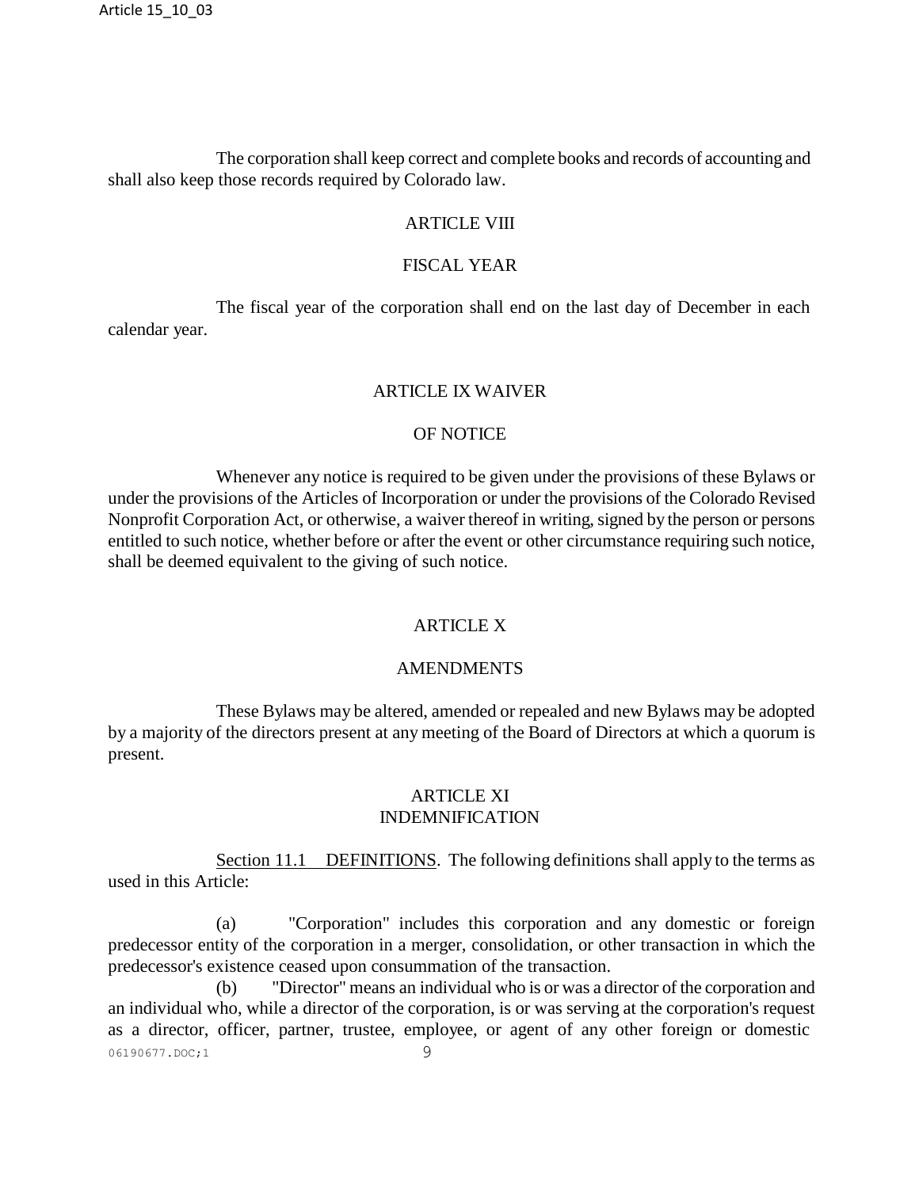The corporation shall keep correct and complete books and records of accounting and shall also keep those records required by Colorado law.

## ARTICLE VIII

## FISCAL YEAR

The fiscal year of the corporation shall end on the last day of December in each calendar year.

## ARTICLE IX WAIVER

## OF NOTICE

Whenever any notice is required to be given under the provisions of these Bylaws or under the provisions of the Articles of Incorporation or under the provisions of the Colorado Revised Nonprofit Corporation Act, or otherwise, a waiver thereof in writing, signed by the person or persons entitled to such notice, whether before or after the event or other circumstance requiring such notice, shall be deemed equivalent to the giving of such notice.

## ARTICLE X

## AMENDMENTS

These Bylaws may be altered, amended or repealed and new Bylaws may be adopted by a majority of the directors present at any meeting of the Board of Directors at which a quorum is present.

## ARTICLE XI
## INDEMNIFICATION

Section 11.1 DEFINITIONS. The following definitions shall apply to the terms as used in this Article:

(a) "Corporation" includes this corporation and any domestic or foreign predecessor entity of the corporation in a merger, consolidation, or other transaction in which the predecessor's existence ceased upon consummation of the transaction.

(b) "Director" means an individual who is or was a director of the corporation and an individual who, while a director of the corporation, is or was serving at the corporation's request as a director, officer, partner, trustee, employee, or agent of any other foreign or domestic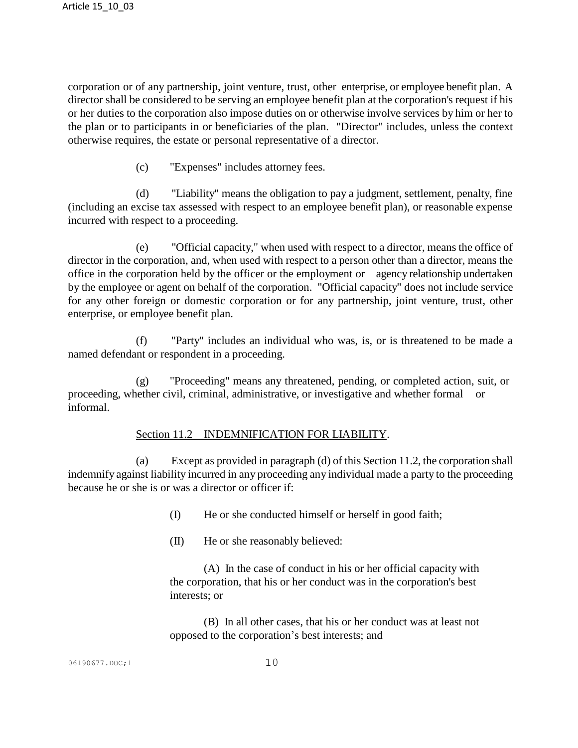corporation or of any partnership, joint venture, trust, other enterprise, or employee benefit plan. A director shall be considered to be serving an employee benefit plan at the corporation's request if his or her duties to the corporation also impose duties on or otherwise involve services by him or her to the plan or to participants in or beneficiaries of the plan. "Director" includes, unless the context otherwise requires, the estate or personal representative of a director.

(c) "Expenses" includes attorney fees.

(d) "Liability" means the obligation to pay a judgment, settlement, penalty, fine (including an excise tax assessed with respect to an employee benefit plan), or reasonable expense incurred with respect to a proceeding.

(e) "Official capacity," when used with respect to a director, means the office of director in the corporation, and, when used with respect to a person other than a director, means the office in the corporation held by the officer or the employment or agency relationship undertaken by the employee or agent on behalf of the corporation. "Official capacity" does not include service for any other foreign or domestic corporation or for any partnership, joint venture, trust, other enterprise, or employee benefit plan.

(f) "Party" includes an individual who was, is, or is threatened to be made a named defendant or respondent in a proceeding.

(g) "Proceeding" means any threatened, pending, or completed action, suit, or proceeding, whether civil, criminal, administrative, or investigative and whether formal or informal.

Section 11.2 INDEMNIFICATION FOR LIABILITY.

(a) Except as provided in paragraph (d) of this Section 11.2, the corporation shall indemnify against liability incurred in any proceeding any individual made a party to the proceeding because he or she is or was a director or officer if:

(I) He or she conducted himself or herself in good faith;

(II) He or she reasonably believed:

(A) In the case of conduct in his or her official capacity with the corporation, that his or her conduct was in the corporation's best interests; or

(B) In all other cases, that his or her conduct was at least not opposed to the corporation's best interests; and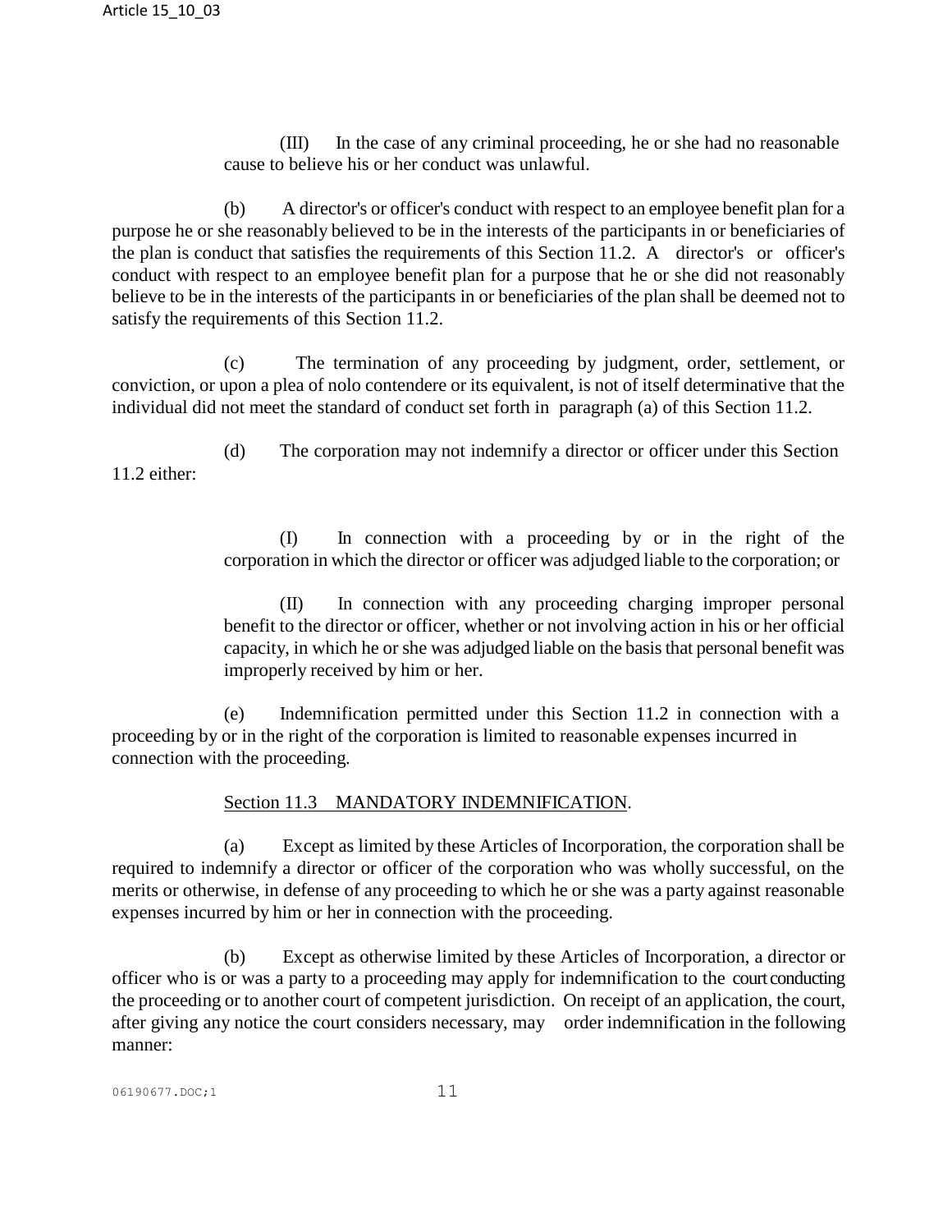(III) In the case of any criminal proceeding, he or she had no reasonable cause to believe his or her conduct was unlawful.

(b) A director's or officer's conduct with respect to an employee benefit plan for a purpose he or she reasonably believed to be in the interests of the participants in or beneficiaries of the plan is conduct that satisfies the requirements of this Section 11.2. A director's or officer's conduct with respect to an employee benefit plan for a purpose that he or she did not reasonably believe to be in the interests of the participants in or beneficiaries of the plan shall be deemed not to satisfy the requirements of this Section 11.2.

(c) The termination of any proceeding by judgment, order, settlement, or conviction, or upon a plea of nolo contendere or its equivalent, is not of itself determinative that the individual did not meet the standard of conduct set forth in paragraph (a) of this Section 11.2.

(d) The corporation may not indemnify a director or officer under this Section 11.2 either:

(I) In connection with a proceeding by or in the right of the corporation in which the director or officer was adjudged liable to the corporation; or

(II) In connection with any proceeding charging improper personal benefit to the director or officer, whether or not involving action in his or her official capacity, in which he or she was adjudged liable on the basis that personal benefit was improperly received by him or her.

(e) Indemnification permitted under this Section 11.2 in connection with a proceeding by or in the right of the corporation is limited to reasonable expenses incurred in connection with the proceeding.

Section 11.3 MANDATORY INDEMNIFICATION.

(a) Except as limited by these Articles of Incorporation, the corporation shall be required to indemnify a director or officer of the corporation who was wholly successful, on the merits or otherwise, in defense of any proceeding to which he or she was a party against reasonable expenses incurred by him or her in connection with the proceeding.

(b) Except as otherwise limited by these Articles of Incorporation, a director or officer who is or was a party to a proceeding may apply for indemnification to the court conducting the proceeding or to another court of competent jurisdiction. On receipt of an application, the court, after giving any notice the court considers necessary, may order indemnification in the following manner: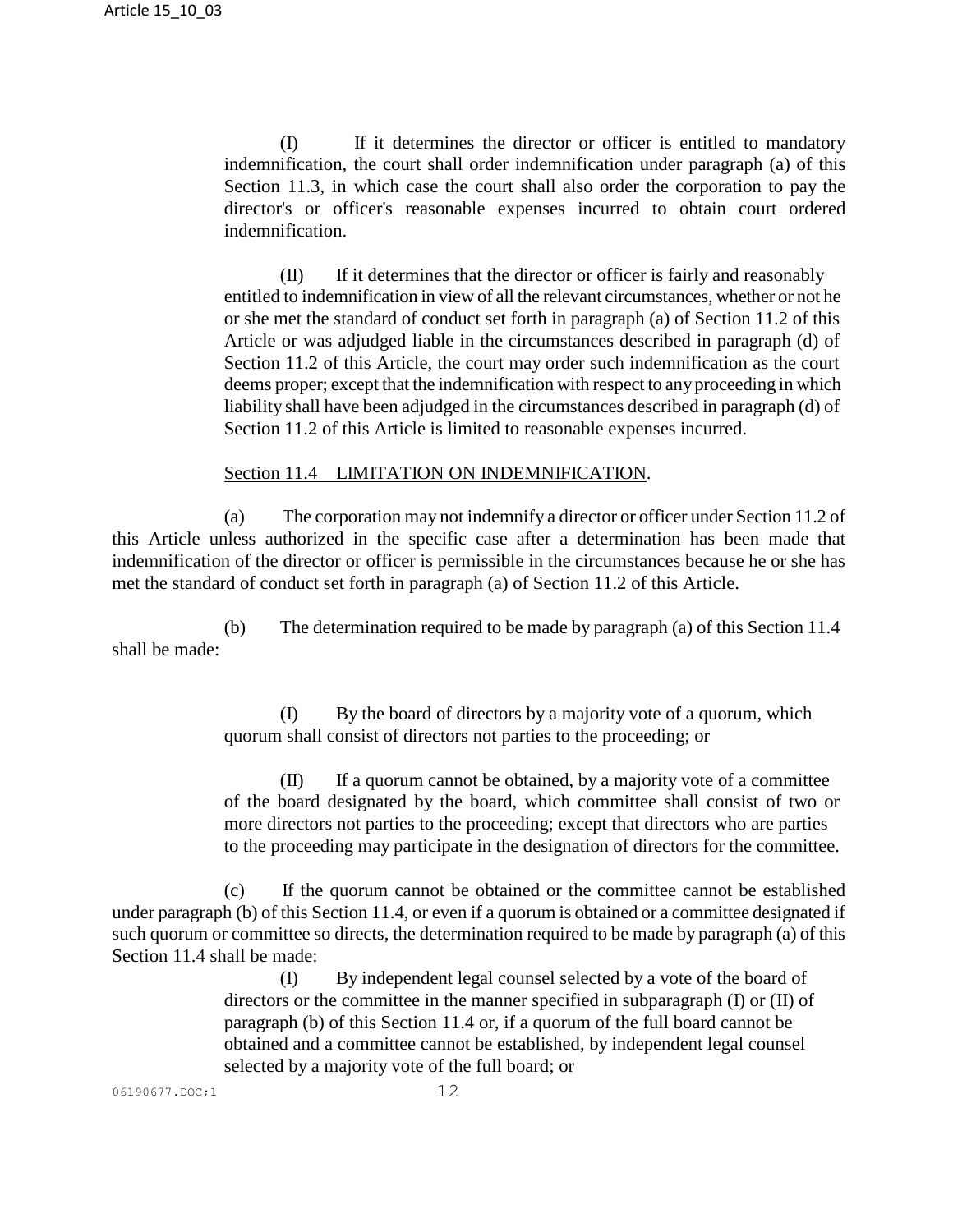(I) If it determines the director or officer is entitled to mandatory indemnification, the court shall order indemnification under paragraph (a) of this Section 11.3, in which case the court shall also order the corporation to pay the director's or officer's reasonable expenses incurred to obtain court ordered indemnification.

(II) If it determines that the director or officer is fairly and reasonably entitled to indemnification in view of all the relevant circumstances, whether or not he or she met the standard of conduct set forth in paragraph (a) of Section 11.2 of this Article or was adjudged liable in the circumstances described in paragraph (d) of Section 11.2 of this Article, the court may order such indemnification as the court deems proper; except that the indemnification with respect to any proceeding in which liability shall have been adjudged in the circumstances described in paragraph (d) of Section 11.2 of this Article is limited to reasonable expenses incurred.

## Section 11.4 LIMITATION ON INDEMNIFICATION.

(a) The corporation may not indemnify a director or officer under Section 11.2 of this Article unless authorized in the specific case after a determination has been made that indemnification of the director or officer is permissible in the circumstances because he or she has met the standard of conduct set forth in paragraph (a) of Section 11.2 of this Article.

(b) The determination required to be made by paragraph (a) of this Section 11.4 shall be made:

(I) By the board of directors by a majority vote of a quorum, which quorum shall consist of directors not parties to the proceeding; or

(II) If a quorum cannot be obtained, by a majority vote of a committee of the board designated by the board, which committee shall consist of two or more directors not parties to the proceeding; except that directors who are parties to the proceeding may participate in the designation of directors for the committee.

(c) If the quorum cannot be obtained or the committee cannot be established under paragraph (b) of this Section 11.4, or even if a quorum is obtained or a committee designated if such quorum or committee so directs, the determination required to be made by paragraph (a) of this Section 11.4 shall be made:

(I) By independent legal counsel selected by a vote of the board of directors or the committee in the manner specified in subparagraph (I) or (II) of paragraph (b) of this Section 11.4 or, if a quorum of the full board cannot be obtained and a committee cannot be established, by independent legal counsel selected by a majority vote of the full board; or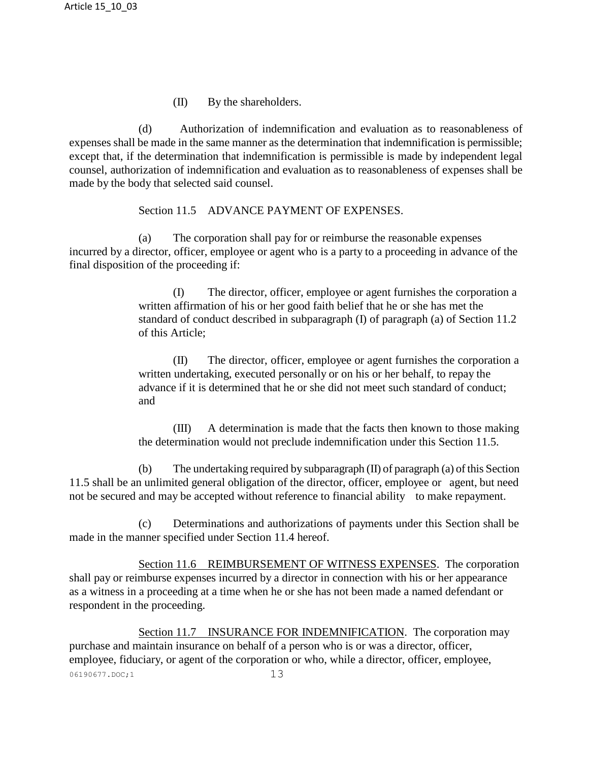(II) By the shareholders.

(d) Authorization of indemnification and evaluation as to reasonableness of expenses shall be made in the same manner as the determination that indemnification is permissible; except that, if the determination that indemnification is permissible is made by independent legal counsel, authorization of indemnification and evaluation as to reasonableness of expenses shall be made by the body that selected said counsel.

Section 11.5 ADVANCE PAYMENT OF EXPENSES.

(a) The corporation shall pay for or reimburse the reasonable expenses incurred by a director, officer, employee or agent who is a party to a proceeding in advance of the final disposition of the proceeding if:

(I) The director, officer, employee or agent furnishes the corporation a written affirmation of his or her good faith belief that he or she has met the standard of conduct described in subparagraph (I) of paragraph (a) of Section 11.2 of this Article;

(II) The director, officer, employee or agent furnishes the corporation a written undertaking, executed personally or on his or her behalf, to repay the advance if it is determined that he or she did not meet such standard of conduct; and

(III) A determination is made that the facts then known to those making the determination would not preclude indemnification under this Section 11.5.

(b) The undertaking required by subparagraph (II) of paragraph (a) of this Section 11.5 shall be an unlimited general obligation of the director, officer, employee or agent, but need not be secured and may be accepted without reference to financial ability to make repayment.

(c) Determinations and authorizations of payments under this Section shall be made in the manner specified under Section 11.4 hereof.

Section 11.6 REIMBURSEMENT OF WITNESS EXPENSES. The corporation shall pay or reimburse expenses incurred by a director in connection with his or her appearance as a witness in a proceeding at a time when he or she has not been made a named defendant or respondent in the proceeding.

Section 11.7 INSURANCE FOR INDEMNIFICATION. The corporation may purchase and maintain insurance on behalf of a person who is or was a director, officer, employee, fiduciary, or agent of the corporation or who, while a director, officer, employee,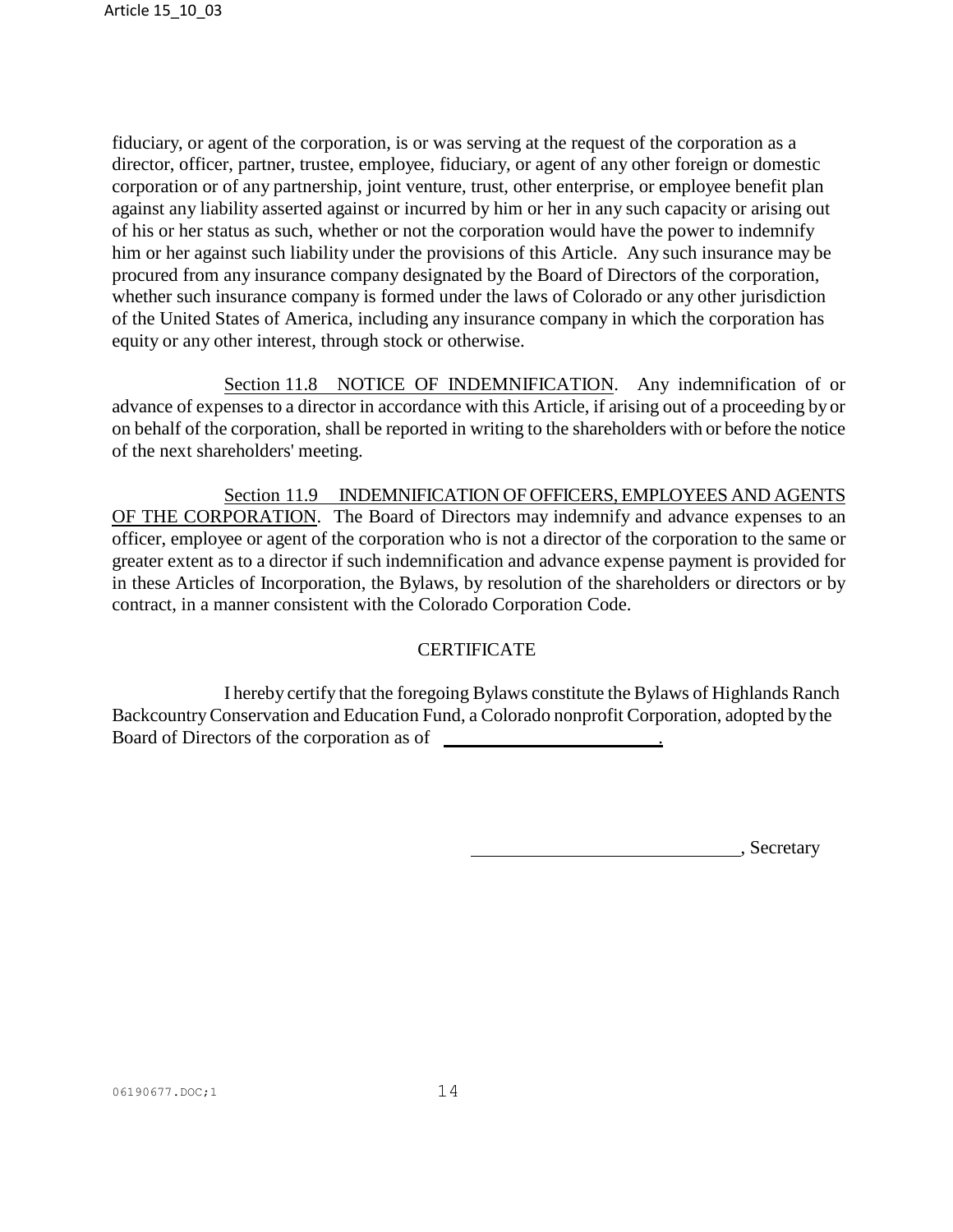fiduciary, or agent of the corporation, is or was serving at the request of the corporation as a director, officer, partner, trustee, employee, fiduciary, or agent of any other foreign or domestic corporation or of any partnership, joint venture, trust, other enterprise, or employee benefit plan against any liability asserted against or incurred by him or her in any such capacity or arising out of his or her status as such, whether or not the corporation would have the power to indemnify him or her against such liability under the provisions of this Article. Any such insurance may be procured from any insurance company designated by the Board of Directors of the corporation, whether such insurance company is formed under the laws of Colorado or any other jurisdiction of the United States of America, including any insurance company in which the corporation has equity or any other interest, through stock or otherwise.

Section 11.8 NOTICE OF INDEMNIFICATION. Any indemnification of or advance of expenses to a director in accordance with this Article, if arising out of a proceeding by or on behalf of the corporation, shall be reported in writing to the shareholders with or before the notice of the next shareholders' meeting.

Section 11.9 INDEMNIFICATION OF OFFICERS, EMPLOYEES AND AGENTS OF THE CORPORATION. The Board of Directors may indemnify and advance expenses to an officer, employee or agent of the corporation who is not a director of the corporation to the same or greater extent as to a director if such indemnification and advance expense payment is provided for in these Articles of Incorporation, the Bylaws, by resolution of the shareholders or directors or by contract, in a manner consistent with the Colorado Corporation Code.

## CERTIFICATE

I hereby certify that the foregoing Bylaws constitute the Bylaws of Highlands Ranch Backcountry Conservation and Education Fund, a Colorado nonprofit Corporation, adopted by the Board of Directors of the corporation as of \_\_\_\_\_\_\_\_\_\_\_\_\_\_\_\_\_\_\_\_\_\_\_\_.

\_\_\_\_\_\_\_\_\_\_\_\_\_\_\_\_\_\_\_\_\_\_\_\_\_\_\_\_, Secretary